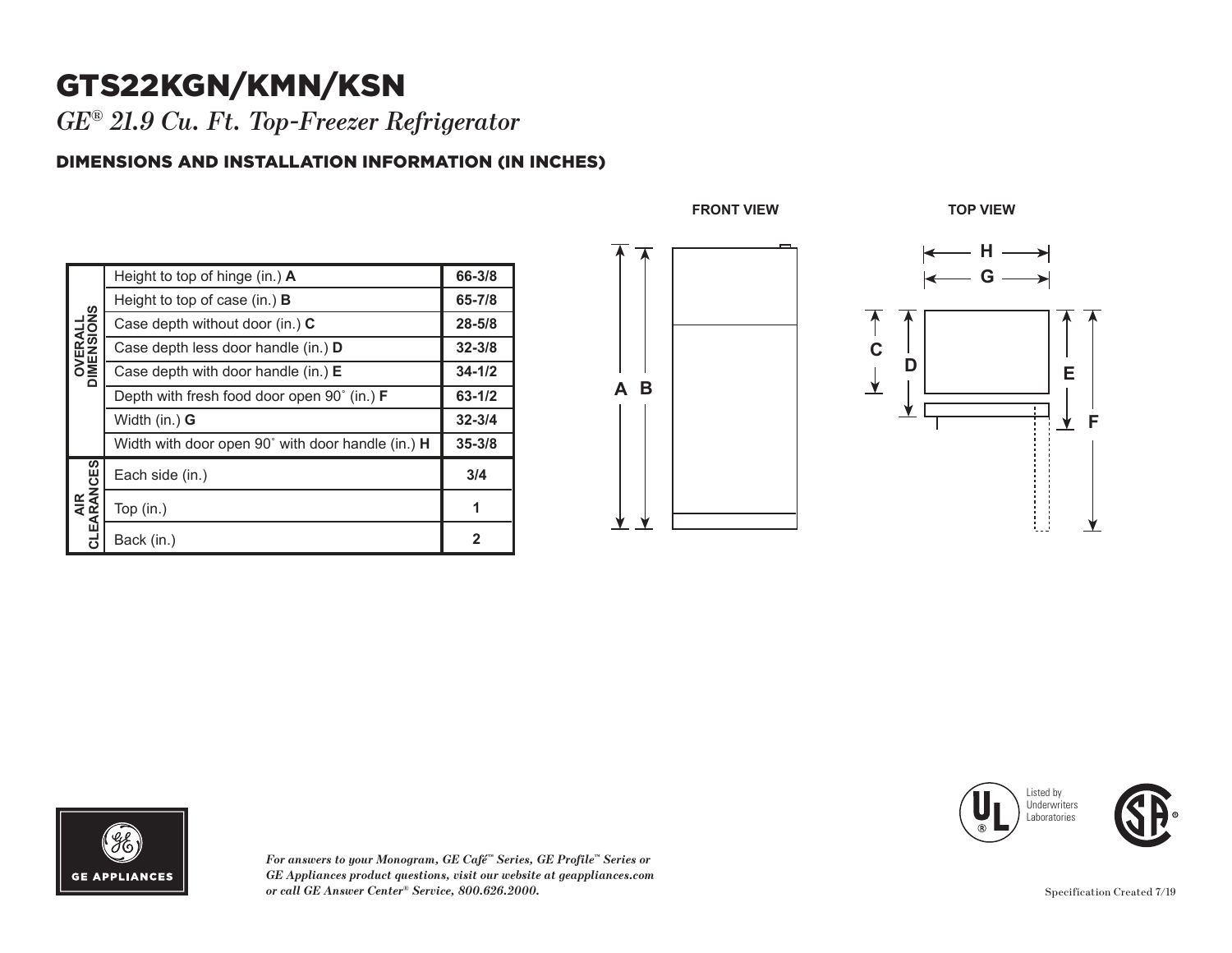# GTS22KGN/KMN/KSN

*GE® 21.9 Cu. Ft. Top-Freezer Refrigerator*

## DIMENSIONS AND INSTALLATION INFORMATION (IN INCHES)

| | | |
|---|---|---|
| OVERALL DIMENSIONS | Height to top of hinge (in.) **A** | **66-3/8** |
| | Height to top of case (in.) **B** | **65-7/8** |
| | Case depth without door (in.) **C** | **28-5/8** |
| | Case depth less door handle (in.) **D** | **32-3/8** |
| | Case depth with door handle (in.) **E** | **34-1/2** |
| | Depth with fresh food door open 90˚ (in.) **F** | **63-1/2** |
| | Width (in.) **G** | **32-3/4** |
| | Width with door open 90˚ with door handle (in.) **H** | **35-3/8** |
| AIR CLEARANCES | Each side (in.) | **3/4** |
| | Top (in.) | **1** |
| | Back (in.) | **2** |

FRONT VIEW

TOP VIEW

*For answers to your Monogram, GE Café™ Series, GE Profile™ Series or GE Appliances product questions, visit our website at geappliances.com or call GE Answer Center® Service, 800.626.2000.*

Listed by Underwriters Laboratories

Specification Created 7/19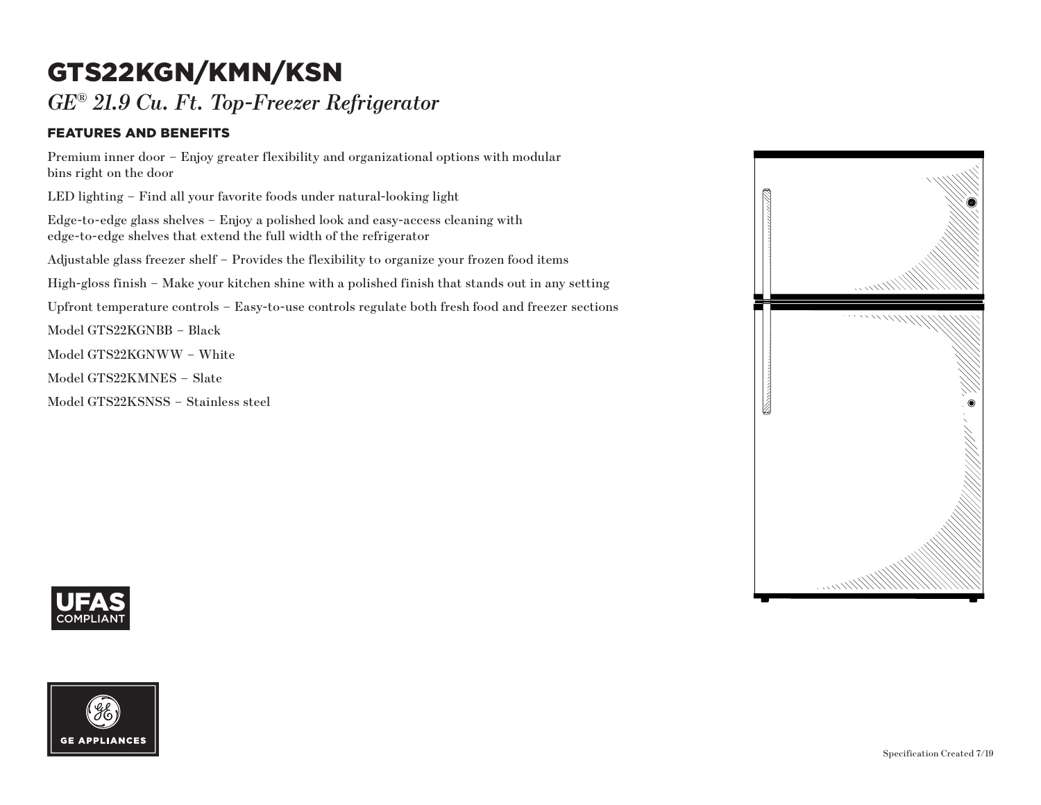# GTS22KGN/KMN/KSN

*GE® 21.9 Cu. Ft. Top-Freezer Refrigerator*

### FEATURES AND BENEFITS

Premium inner door – Enjoy greater flexibility and organizational options with modular bins right on the door

LED lighting – Find all your favorite foods under natural-looking light

Edge-to-edge glass shelves – Enjoy a polished look and easy-access cleaning with edge-to-edge shelves that extend the full width of the refrigerator

Adjustable glass freezer shelf – Provides the flexibility to organize your frozen food items

High-gloss finish – Make your kitchen shine with a polished finish that stands out in any setting

Upfront temperature controls – Easy-to-use controls regulate both fresh food and freezer sections

Model GTS22KGNBB – Black

Model GTS22KGNWW – White

Model GTS22KMNES – Slate

Model GTS22KSNSS – Stainless steel

UFAS COMPLIANT

GE APPLIANCES

Specification Created 7/19